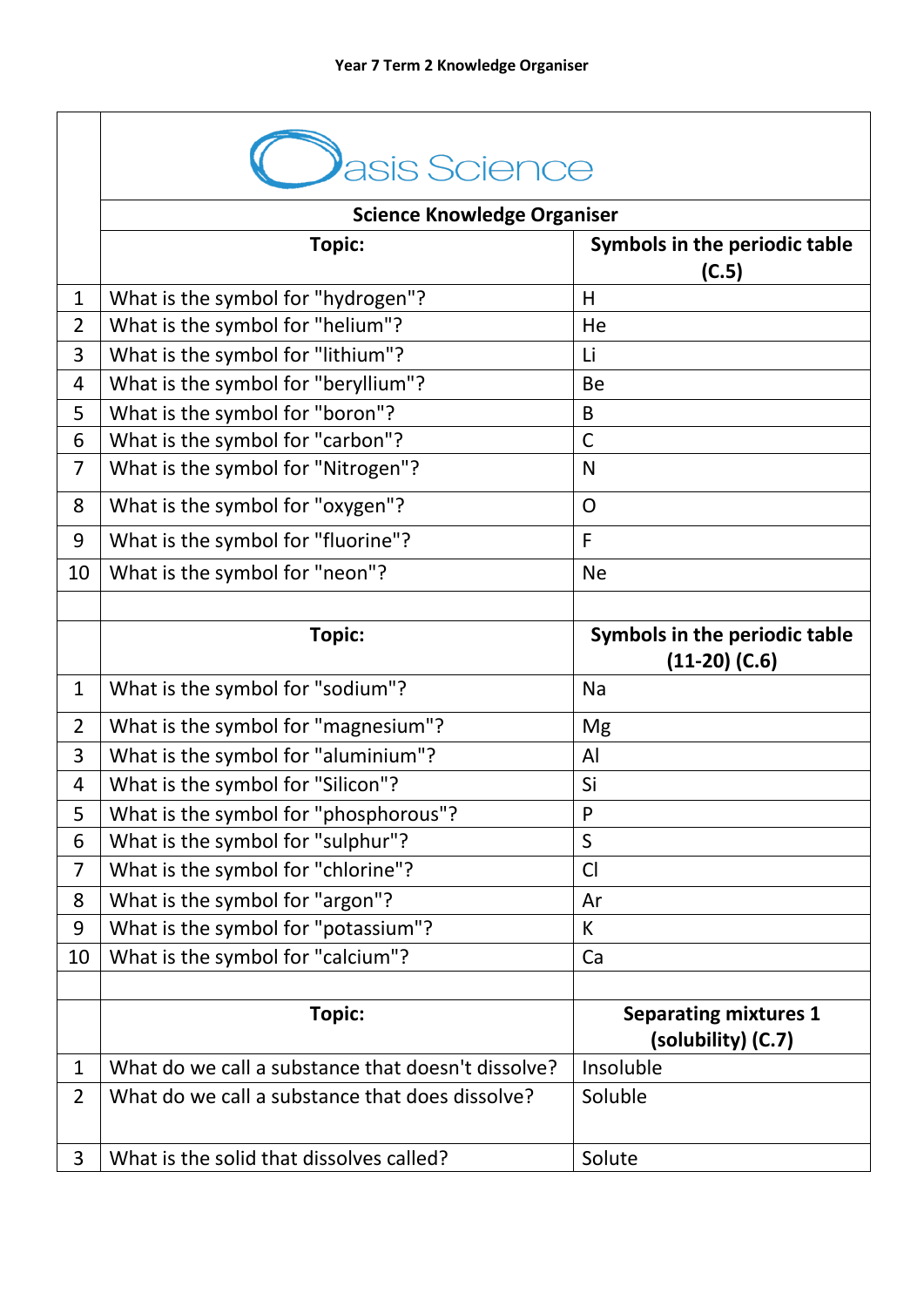**Year 7 Term 2 Knowledge Organiser**

Oasis Science

**Science Knowledge Organiser**

| | **Topic:** | **Symbols in the periodic table (C.5)** |
|---|---|---|
| 1 | What is the symbol for "hydrogen"? | H |
| 2 | What is the symbol for "helium"? | He |
| 3 | What is the symbol for "lithium"? | Li |
| 4 | What is the symbol for "beryllium"? | Be |
| 5 | What is the symbol for "boron"? | B |
| 6 | What is the symbol for "carbon"? | C |
| 7 | What is the symbol for "Nitrogen"? | N |
| 8 | What is the symbol for "oxygen"? | O |
| 9 | What is the symbol for "fluorine"? | F |
| 10 | What is the symbol for "neon"? | Ne |
| | | |
| | **Topic:** | **Symbols in the periodic table (11-20) (C.6)** |
| 1 | What is the symbol for "sodium"? | Na |
| 2 | What is the symbol for "magnesium"? | Mg |
| 3 | What is the symbol for "aluminium"? | Al |
| 4 | What is the symbol for "Silicon"? | Si |
| 5 | What is the symbol for "phosphorous"? | P |
| 6 | What is the symbol for "sulphur"? | S |
| 7 | What is the symbol for "chlorine"? | Cl |
| 8 | What is the symbol for "argon"? | Ar |
| 9 | What is the symbol for "potassium"? | K |
| 10 | What is the symbol for "calcium"? | Ca |
| | | |
| | **Topic:** | **Separating mixtures 1 (solubility) (C.7)** |
| 1 | What do we call a substance that doesn't dissolve? | Insoluble |
| 2 | What do we call a substance that does dissolve? | Soluble |
| 3 | What is the solid that dissolves called? | Solute |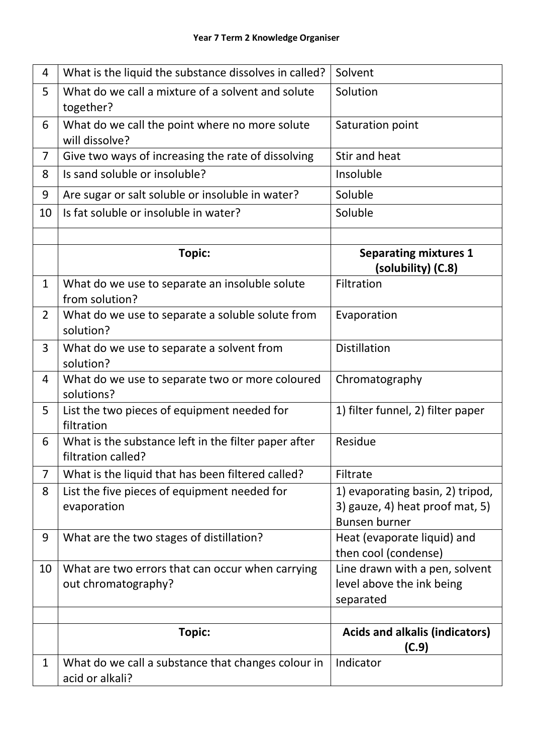**Year 7 Term 2 Knowledge Organiser**

| | | |
|---|---|---|
| 4 | What is the liquid the substance dissolves in called? | Solvent |
| 5 | What do we call a mixture of a solvent and solute together? | Solution |
| 6 | What do we call the point where no more solute will dissolve? | Saturation point |
| 7 | Give two ways of increasing the rate of dissolving | Stir and heat |
| 8 | Is sand soluble or insoluble? | Insoluble |
| 9 | Are sugar or salt soluble or insoluble in water? | Soluble |
| 10 | Is fat soluble or insoluble in water? | Soluble |
| | | |
| | **Topic:** | **Separating mixtures 1 (solubility) (C.8)** |
| 1 | What do we use to separate an insoluble solute from solution? | Filtration |
| 2 | What do we use to separate a soluble solute from solution? | Evaporation |
| 3 | What do we use to separate a solvent from solution? | Distillation |
| 4 | What do we use to separate two or more coloured solutions? | Chromatography |
| 5 | List the two pieces of equipment needed for filtration | 1) filter funnel, 2) filter paper |
| 6 | What is the substance left in the filter paper after filtration called? | Residue |
| 7 | What is the liquid that has been filtered called? | Filtrate |
| 8 | List the five pieces of equipment needed for evaporation | 1) evaporating basin, 2) tripod, 3) gauze, 4) heat proof mat, 5) Bunsen burner |
| 9 | What are the two stages of distillation? | Heat (evaporate liquid) and then cool (condense) |
| 10 | What are two errors that can occur when carrying out chromatography? | Line drawn with a pen, solvent level above the ink being separated |
| | | |
| | **Topic:** | **Acids and alkalis (indicators) (C.9)** |
| 1 | What do we call a substance that changes colour in acid or alkali? | Indicator |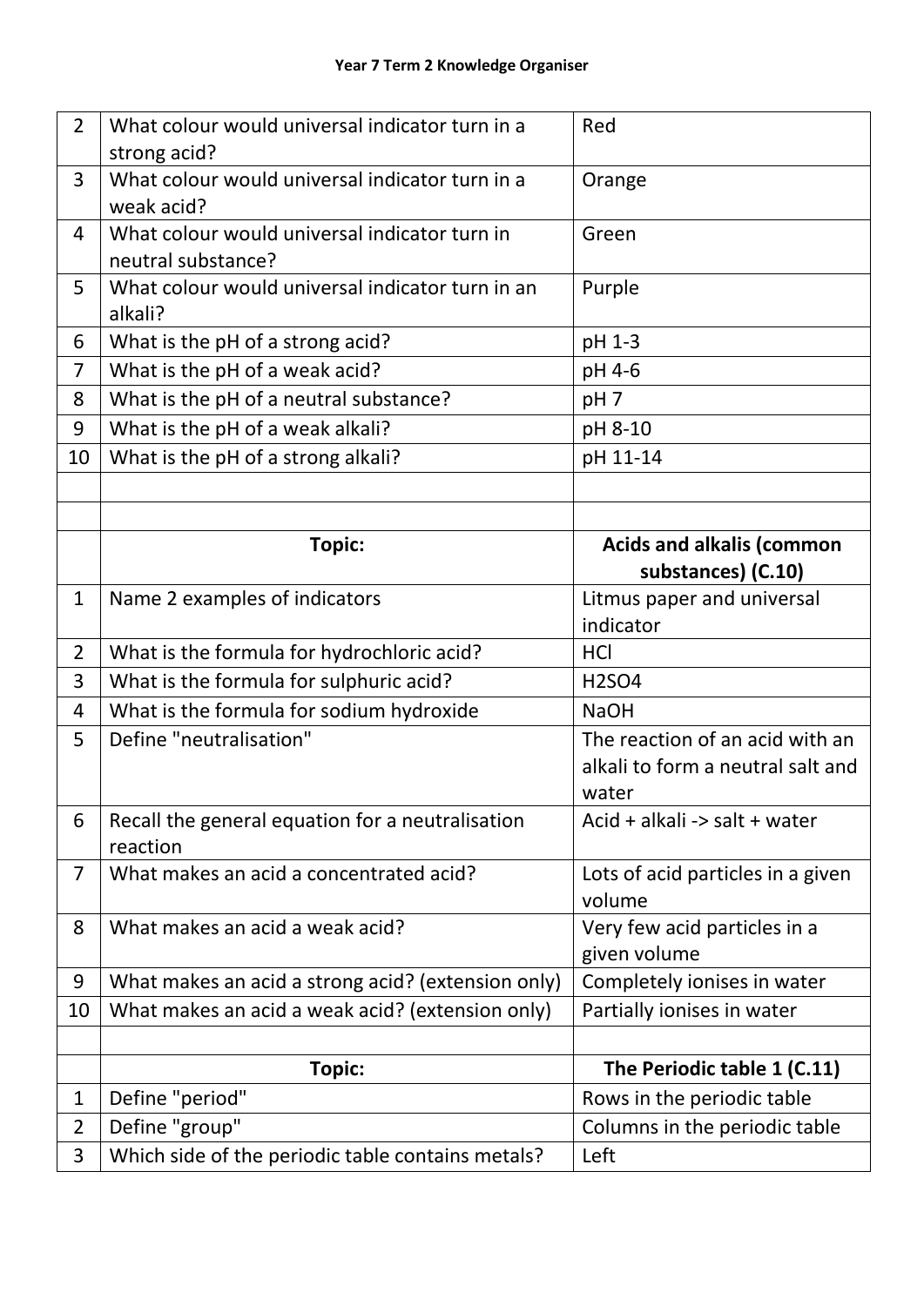**Year 7 Term 2 Knowledge Organiser**

| | | |
|---|---|---|
| 2 | What colour would universal indicator turn in a strong acid? | Red |
| 3 | What colour would universal indicator turn in a weak acid? | Orange |
| 4 | What colour would universal indicator turn in neutral substance? | Green |
| 5 | What colour would universal indicator turn in an alkali? | Purple |
| 6 | What is the pH of a strong acid? | pH 1-3 |
| 7 | What is the pH of a weak acid? | pH 4-6 |
| 8 | What is the pH of a neutral substance? | pH 7 |
| 9 | What is the pH of a weak alkali? | pH 8-10 |
| 10 | What is the pH of a strong alkali? | pH 11-14 |
| | | |
| | | |
| | **Topic:** | **Acids and alkalis (common substances) (C.10)** |
| 1 | Name 2 examples of indicators | Litmus paper and universal indicator |
| 2 | What is the formula for hydrochloric acid? | $HCl$ |
| 3 | What is the formula for sulphuric acid? | $H_2SO_4$ |
| 4 | What is the formula for sodium hydroxide | $NaOH$ |
| 5 | Define "neutralisation" | The reaction of an acid with an alkali to form a neutral salt and water |
| 6 | Recall the general equation for a neutralisation reaction | Acid + alkali -> salt + water |
| 7 | What makes an acid a concentrated acid? | Lots of acid particles in a given volume |
| 8 | What makes an acid a weak acid? | Very few acid particles in a given volume |
| 9 | What makes an acid a strong acid? (extension only) | Completely ionises in water |
| 10 | What makes an acid a weak acid? (extension only) | Partially ionises in water |
| | | |
| | **Topic:** | **The Periodic table 1 (C.11)** |
| 1 | Define "period" | Rows in the periodic table |
| 2 | Define "group" | Columns in the periodic table |
| 3 | Which side of the periodic table contains metals? | Left |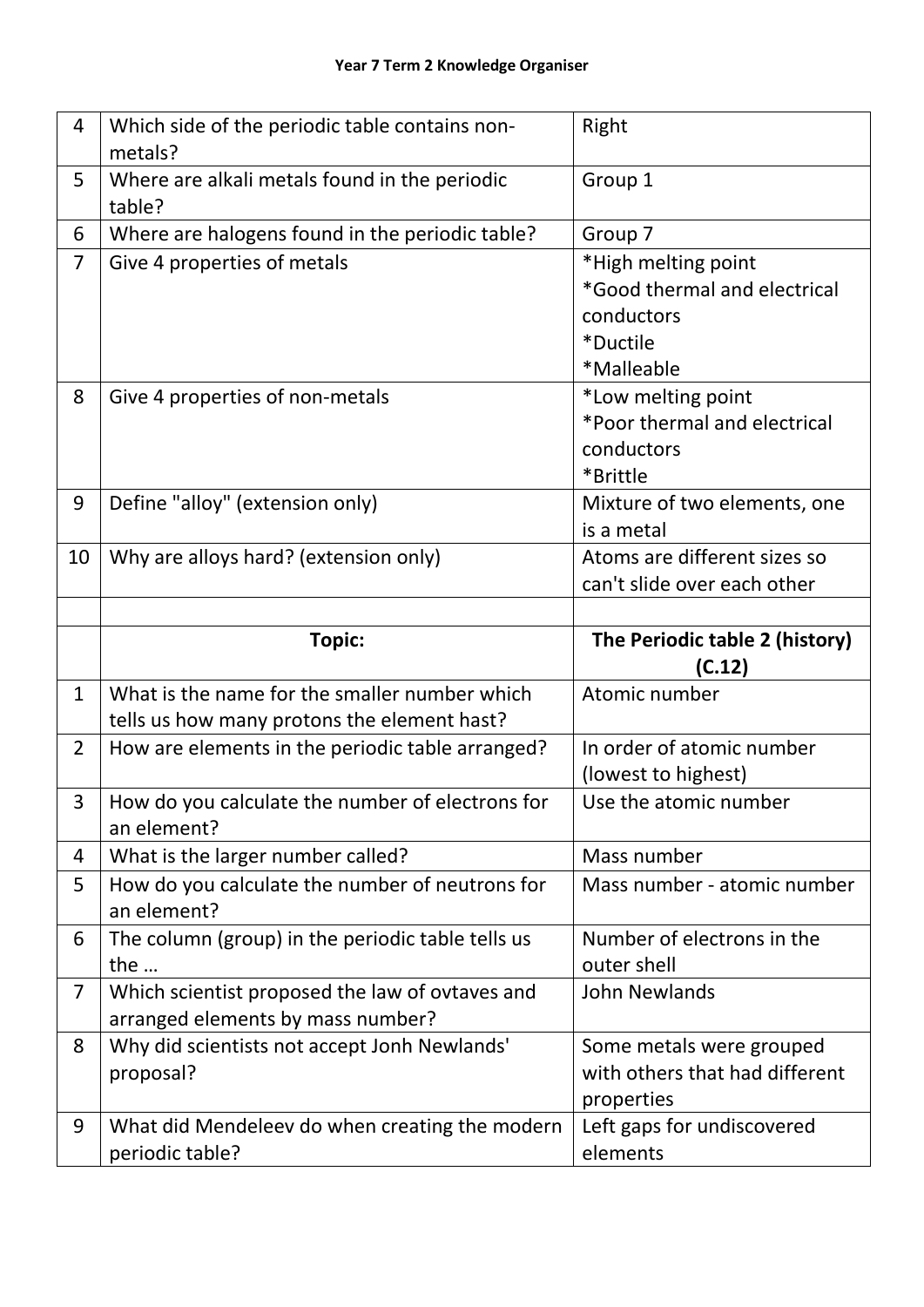**Year 7 Term 2 Knowledge Organiser**

| | | |
|---|---|---|
| 4 | Which side of the periodic table contains non-metals? | Right |
| 5 | Where are alkali metals found in the periodic table? | Group 1 |
| 6 | Where are halogens found in the periodic table? | Group 7 |
| 7 | Give 4 properties of metals | *High melting point<br>*Good thermal and electrical conductors<br>*Ductile<br>*Malleable |
| 8 | Give 4 properties of non-metals | *Low melting point<br>*Poor thermal and electrical conductors<br>*Brittle |
| 9 | Define "alloy" (extension only) | Mixture of two elements, one is a metal |
| 10 | Why are alloys hard? (extension only) | Atoms are different sizes so can't slide over each other |
| | | |
| | **Topic:** | **The Periodic table 2 (history) (C.12)** |
| 1 | What is the name for the smaller number which tells us how many protons the element hast? | Atomic number |
| 2 | How are elements in the periodic table arranged? | In order of atomic number (lowest to highest) |
| 3 | How do you calculate the number of electrons for an element? | Use the atomic number |
| 4 | What is the larger number called? | Mass number |
| 5 | How do you calculate the number of neutrons for an element? | Mass number - atomic number |
| 6 | The column (group) in the periodic table tells us the … | Number of electrons in the outer shell |
| 7 | Which scientist proposed the law of ovtaves and arranged elements by mass number? | John Newlands |
| 8 | Why did scientists not accept Jonh Newlands' proposal? | Some metals were grouped with others that had different properties |
| 9 | What did Mendeleev do when creating the modern periodic table? | Left gaps for undiscovered elements |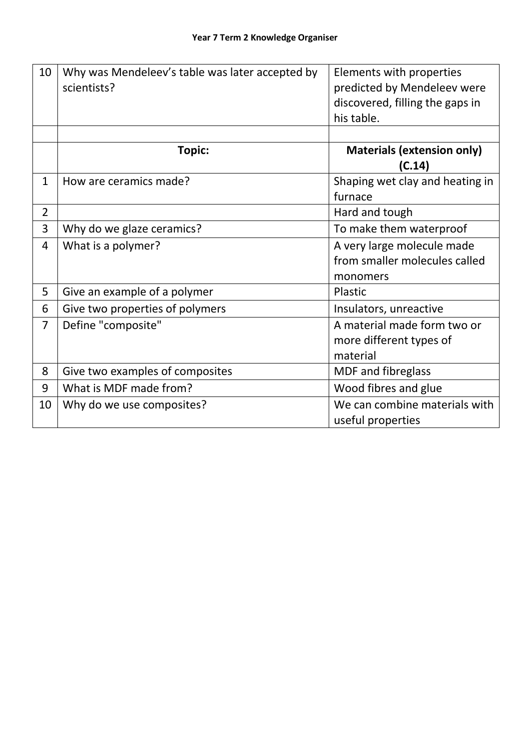| | | |
|---|---|---|
| 10 | Why was Mendeleev's table was later accepted by scientists? | Elements with properties predicted by Mendeleev were discovered, filling the gaps in his table. |
| | | |
| | **Topic:** | **Materials (extension only) (C.14)** |
| 1 | How are ceramics made? | Shaping wet clay and heating in furnace |
| 2 | | Hard and tough |
| 3 | Why do we glaze ceramics? | To make them waterproof |
| 4 | What is a polymer? | A very large molecule made from smaller molecules called monomers |
| 5 | Give an example of a polymer | Plastic |
| 6 | Give two properties of polymers | Insulators, unreactive |
| 7 | Define "composite" | A material made form two or more different types of material |
| 8 | Give two examples of composites | MDF and fibreglass |
| 9 | What is MDF made from? | Wood fibres and glue |
| 10 | Why do we use composites? | We can combine materials with useful properties |